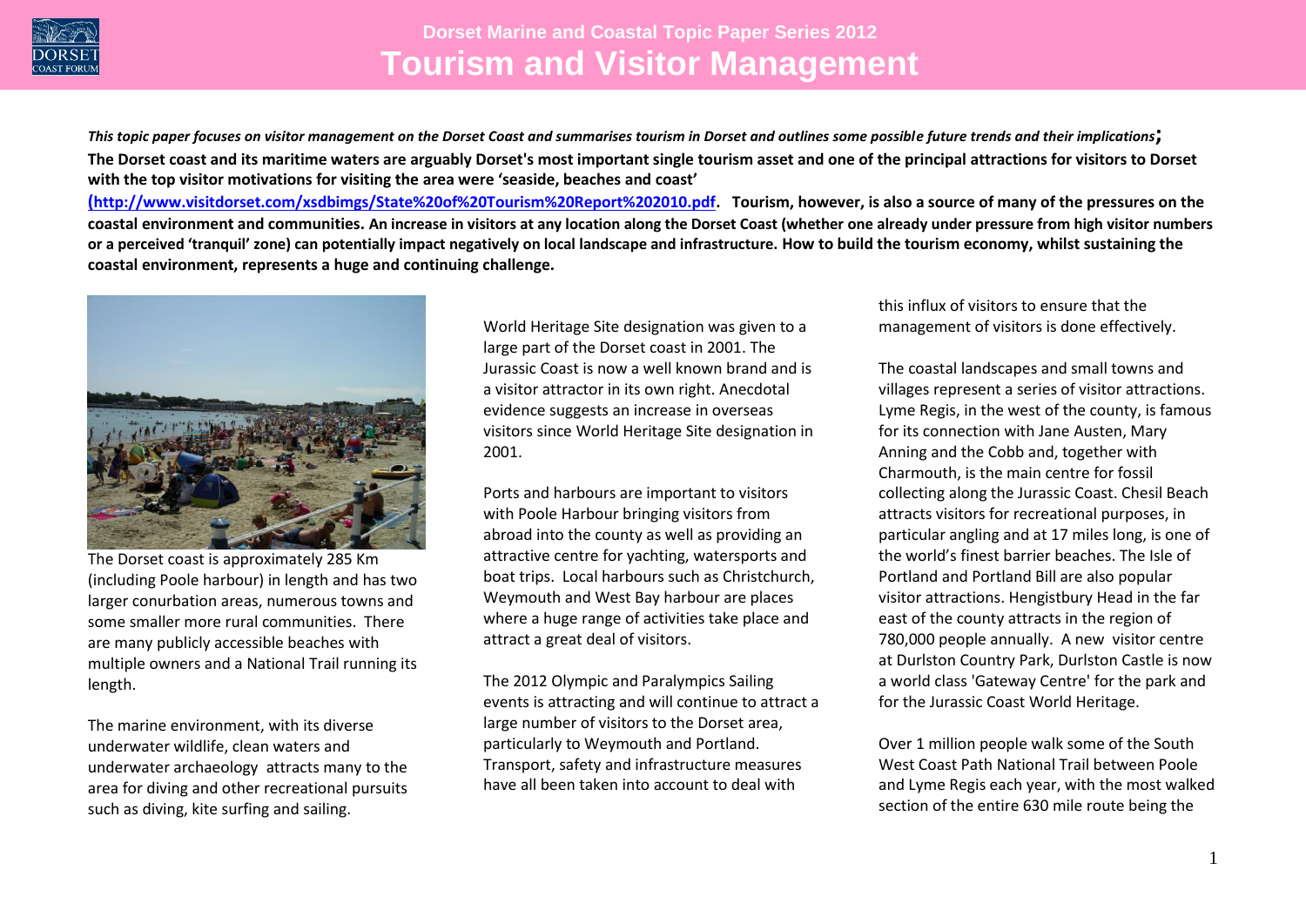# Dorset Marine and Coastal Topic Paper Series 2012

# Tourism and Visitor Management

*This topic paper focuses on visitor management on the Dorset Coast and summarises tourism in Dorset and outlines some possible future trends and their implications;*

**The Dorset coast and its maritime waters are arguably Dorset's most important single tourism asset and one of the principal attractions for visitors to Dorset with the top visitor motivations for visiting the area were 'seaside, beaches and coast' (http://www.visitdorset.com/xsdbimgs/State%20of%20Tourism%20Report%202010.pdf. Tourism, however, is also a source of many of the pressures on the coastal environment and communities. An increase in visitors at any location along the Dorset Coast (whether one already under pressure from high visitor numbers or a perceived 'tranquil' zone) can potentially impact negatively on local landscape and infrastructure. How to build the tourism economy, whilst sustaining the coastal environment, represents a huge and continuing challenge.**

The Dorset coast is approximately 285 Km (including Poole harbour) in length and has two larger conurbation areas, numerous towns and some smaller more rural communities. There are many publicly accessible beaches with multiple owners and a National Trail running its length.

The marine environment, with its diverse underwater wildlife, clean waters and underwater archaeology attracts many to the area for diving and other recreational pursuits such as diving, kite surfing and sailing.

World Heritage Site designation was given to a large part of the Dorset coast in 2001. The Jurassic Coast is now a well known brand and is a visitor attractor in its own right. Anecdotal evidence suggests an increase in overseas visitors since World Heritage Site designation in 2001.

Ports and harbours are important to visitors with Poole Harbour bringing visitors from abroad into the county as well as providing an attractive centre for yachting, watersports and boat trips. Local harbours such as Christchurch, Weymouth and West Bay harbour are places where a huge range of activities take place and attract a great deal of visitors.

The 2012 Olympic and Paralympics Sailing events is attracting and will continue to attract a large number of visitors to the Dorset area, particularly to Weymouth and Portland. Transport, safety and infrastructure measures have all been taken into account to deal with this influx of visitors to ensure that the management of visitors is done effectively.

The coastal landscapes and small towns and villages represent a series of visitor attractions. Lyme Regis, in the west of the county, is famous for its connection with Jane Austen, Mary Anning and the Cobb and, together with Charmouth, is the main centre for fossil collecting along the Jurassic Coast. Chesil Beach attracts visitors for recreational purposes, in particular angling and at 17 miles long, is one of the world's finest barrier beaches. The Isle of Portland and Portland Bill are also popular visitor attractions. Hengistbury Head in the far east of the county attracts in the region of 780,000 people annually. A new visitor centre at Durlston Country Park, Durlston Castle is now a world class 'Gateway Centre' for the park and for the Jurassic Coast World Heritage.

Over 1 million people walk some of the South West Coast Path National Trail between Poole and Lyme Regis each year, with the most walked section of the entire 630 mile route being the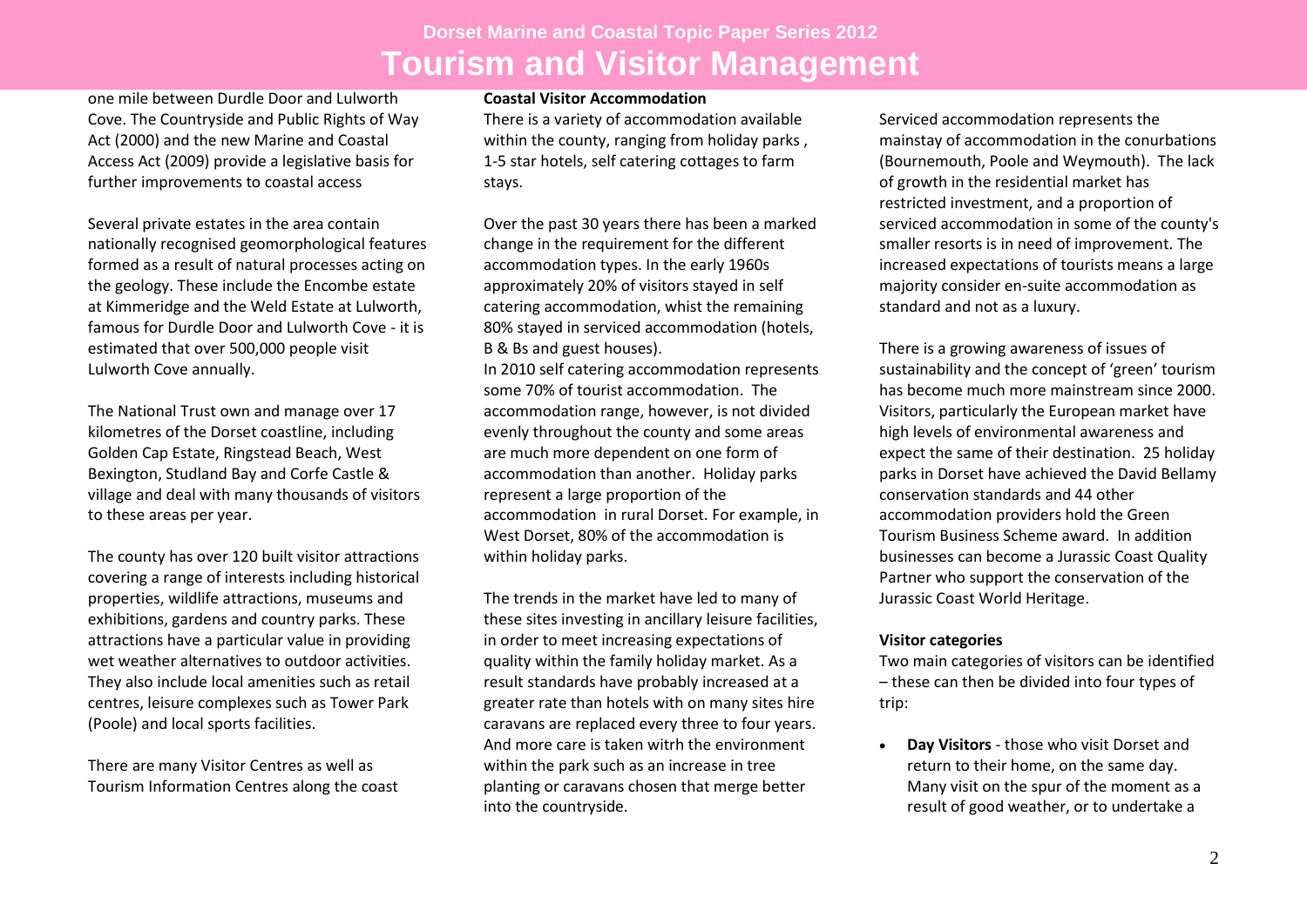one mile between Durdle Door and Lulworth Cove. The Countryside and Public Rights of Way Act (2000) and the new Marine and Coastal Access Act (2009) provide a legislative basis for further improvements to coastal access

Several private estates in the area contain nationally recognised geomorphological features formed as a result of natural processes acting on the geology. These include the Encombe estate at Kimmeridge and the Weld Estate at Lulworth, famous for Durdle Door and Lulworth Cove - it is estimated that over 500,000 people visit Lulworth Cove annually.

The National Trust own and manage over 17 kilometres of the Dorset coastline, including Golden Cap Estate, Ringstead Beach, West Bexington, Studland Bay and Corfe Castle & village and deal with many thousands of visitors to these areas per year.

The county has over 120 built visitor attractions covering a range of interests including historical properties, wildlife attractions, museums and exhibitions, gardens and country parks. These attractions have a particular value in providing wet weather alternatives to outdoor activities. They also include local amenities such as retail centres, leisure complexes such as Tower Park (Poole) and local sports facilities.

There are many Visitor Centres as well as Tourism Information Centres along the coast

**Coastal Visitor Accommodation**

There is a variety of accommodation available within the county, ranging from holiday parks , 1-5 star hotels, self catering cottages to farm stays.

Over the past 30 years there has been a marked change in the requirement for the different accommodation types. In the early 1960s approximately 20% of visitors stayed in self catering accommodation, whist the remaining 80% stayed in serviced accommodation (hotels, B & Bs and guest houses).

In 2010 self catering accommodation represents some 70% of tourist accommodation. The accommodation range, however, is not divided evenly throughout the county and some areas are much more dependent on one form of accommodation than another. Holiday parks represent a large proportion of the accommodation in rural Dorset. For example, in West Dorset, 80% of the accommodation is within holiday parks.

The trends in the market have led to many of these sites investing in ancillary leisure facilities, in order to meet increasing expectations of quality within the family holiday market. As a result standards have probably increased at a greater rate than hotels with on many sites hire caravans are replaced every three to four years. And more care is taken witrh the environment within the park such as an increase in tree planting or caravans chosen that merge better into the countryside.

Serviced accommodation represents the mainstay of accommodation in the conurbations (Bournemouth, Poole and Weymouth). The lack of growth in the residential market has restricted investment, and a proportion of serviced accommodation in some of the county's smaller resorts is in need of improvement. The increased expectations of tourists means a large majority consider en-suite accommodation as standard and not as a luxury.

There is a growing awareness of issues of sustainability and the concept of 'green' tourism has become much more mainstream since 2000. Visitors, particularly the European market have high levels of environmental awareness and expect the same of their destination. 25 holiday parks in Dorset have achieved the David Bellamy conservation standards and 44 other accommodation providers hold the Green Tourism Business Scheme award. In addition businesses can become a Jurassic Coast Quality Partner who support the conservation of the Jurassic Coast World Heritage.

**Visitor categories**

Two main categories of visitors can be identified – these can then be divided into four types of trip:

- **Day Visitors** - those who visit Dorset and return to their home, on the same day. Many visit on the spur of the moment as a result of good weather, or to undertake a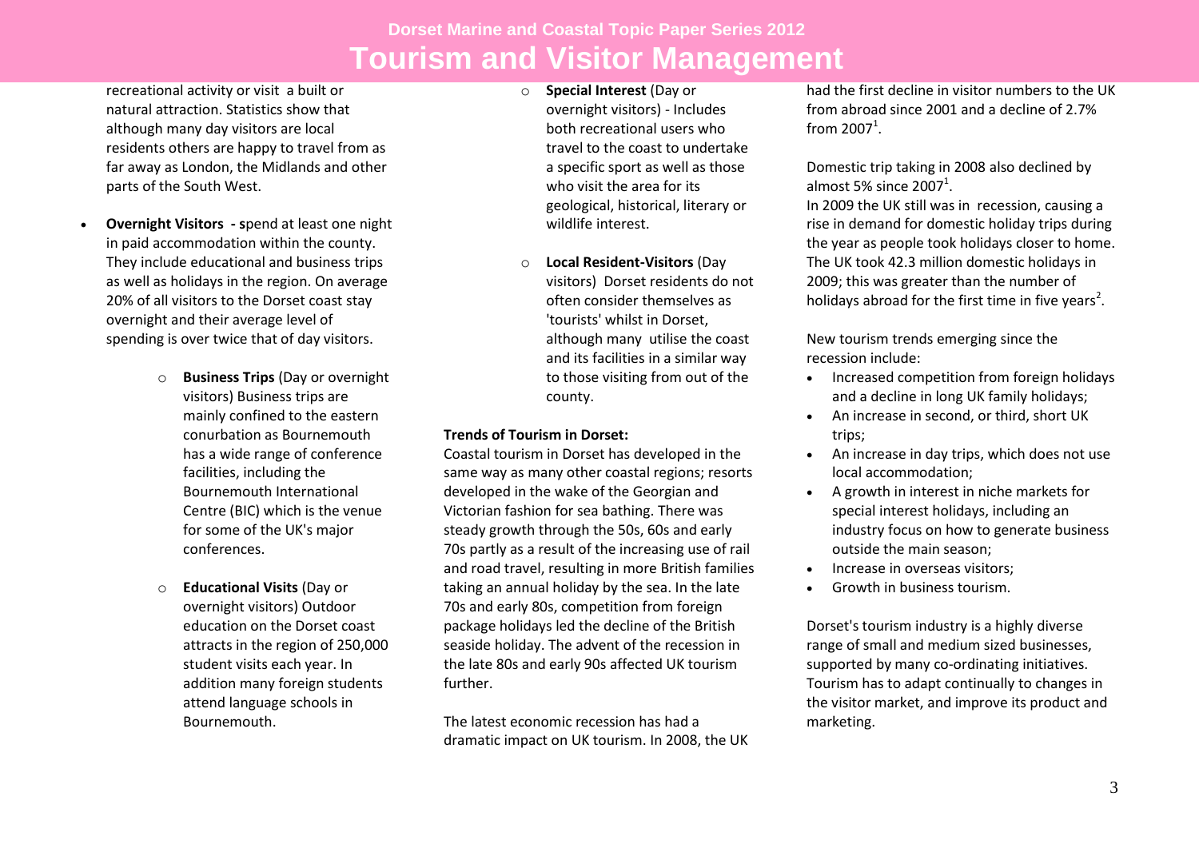recreational activity or visit a built or natural attraction. Statistics show that although many day visitors are local residents others are happy to travel from as far away as London, the Midlands and other parts of the South West.

- **Overnight Visitors - s**pend at least one night in paid accommodation within the county. They include educational and business trips as well as holidays in the region. On average 20% of all visitors to the Dorset coast stay overnight and their average level of spending is over twice that of day visitors.
  - **Business Trips** (Day or overnight visitors) Business trips are mainly confined to the eastern conurbation as Bournemouth has a wide range of conference facilities, including the Bournemouth International Centre (BIC) which is the venue for some of the UK's major conferences.
  - **Educational Visits** (Day or overnight visitors) Outdoor education on the Dorset coast attracts in the region of 250,000 student visits each year. In addition many foreign students attend language schools in Bournemouth.
  - **Special Interest** (Day or overnight visitors) - Includes both recreational users who travel to the coast to undertake a specific sport as well as those who visit the area for its geological, historical, literary or wildlife interest.
  - **Local Resident-Visitors** (Day visitors) Dorset residents do not often consider themselves as 'tourists' whilst in Dorset, although many utilise the coast and its facilities in a similar way to those visiting from out of the county.

**Trends of Tourism in Dorset:**

Coastal tourism in Dorset has developed in the same way as many other coastal regions; resorts developed in the wake of the Georgian and Victorian fashion for sea bathing. There was steady growth through the 50s, 60s and early 70s partly as a result of the increasing use of rail and road travel, resulting in more British families taking an annual holiday by the sea. In the late 70s and early 80s, competition from foreign package holidays led the decline of the British seaside holiday. The advent of the recession in the late 80s and early 90s affected UK tourism further.

The latest economic recession has had a dramatic impact on UK tourism. In 2008, the UK had the first decline in visitor numbers to the UK from abroad since 2001 and a decline of 2.7% from 2007[1].

Domestic trip taking in 2008 also declined by almost 5% since 2007[1].

In 2009 the UK still was in recession, causing a rise in demand for domestic holiday trips during the year as people took holidays closer to home. The UK took 42.3 million domestic holidays in 2009; this was greater than the number of holidays abroad for the first time in five years[2].

New tourism trends emerging since the recession include:

- Increased competition from foreign holidays and a decline in long UK family holidays;
- An increase in second, or third, short UK trips;
- An increase in day trips, which does not use local accommodation;
- A growth in interest in niche markets for special interest holidays, including an industry focus on how to generate business outside the main season;
- Increase in overseas visitors;
- Growth in business tourism.

Dorset's tourism industry is a highly diverse range of small and medium sized businesses, supported by many co-ordinating initiatives. Tourism has to adapt continually to changes in the visitor market, and improve its product and marketing.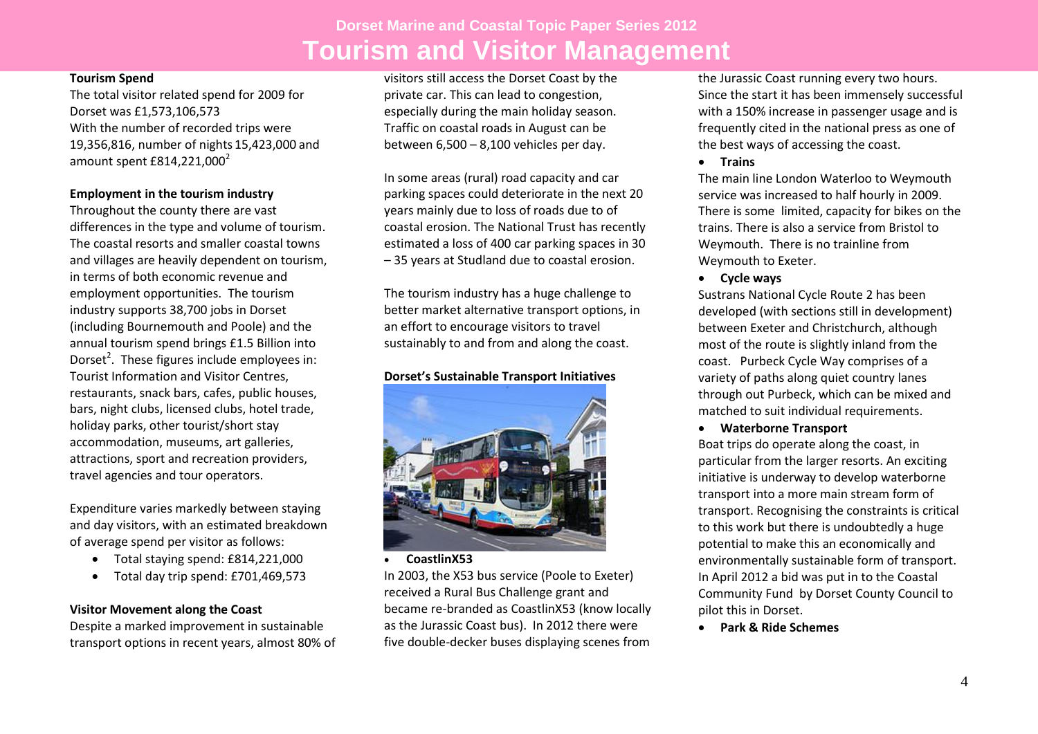**Tourism Spend**

The total visitor related spend for 2009 for Dorset was £1,573,106,573
With the number of recorded trips were 19,356,816, number of nights 15,423,000 and amount spent £814,221,000[2]

**Employment in the tourism industry**

Throughout the county there are vast differences in the type and volume of tourism. The coastal resorts and smaller coastal towns and villages are heavily dependent on tourism, in terms of both economic revenue and employment opportunities. The tourism industry supports 38,700 jobs in Dorset (including Bournemouth and Poole) and the annual tourism spend brings £1.5 Billion into Dorset[2]. These figures include employees in: Tourist Information and Visitor Centres, restaurants, snack bars, cafes, public houses, bars, night clubs, licensed clubs, hotel trade, holiday parks, other tourist/short stay accommodation, museums, art galleries, attractions, sport and recreation providers, travel agencies and tour operators.

Expenditure varies markedly between staying and day visitors, with an estimated breakdown of average spend per visitor as follows:

- Total staying spend: £814,221,000
- Total day trip spend: £701,469,573

**Visitor Movement along the Coast**

Despite a marked improvement in sustainable transport options in recent years, almost 80% of visitors still access the Dorset Coast by the private car. This can lead to congestion, especially during the main holiday season. Traffic on coastal roads in August can be between 6,500 – 8,100 vehicles per day.

In some areas (rural) road capacity and car parking spaces could deteriorate in the next 20 years mainly due to loss of roads due to of coastal erosion. The National Trust has recently estimated a loss of 400 car parking spaces in 30 – 35 years at Studland due to coastal erosion.

The tourism industry has a huge challenge to better market alternative transport options, in an effort to encourage visitors to travel sustainably to and from and along the coast.

**Dorset's Sustainable Transport Initiatives**

- **CoastlinX53**

In 2003, the X53 bus service (Poole to Exeter) received a Rural Bus Challenge grant and became re-branded as CoastlinX53 (know locally as the Jurassic Coast bus). In 2012 there were five double-decker buses displaying scenes from the Jurassic Coast running every two hours. Since the start it has been immensely successful with a 150% increase in passenger usage and is frequently cited in the national press as one of the best ways of accessing the coast.

- **Trains**

The main line London Waterloo to Weymouth service was increased to half hourly in 2009. There is some limited, capacity for bikes on the trains. There is also a service from Bristol to Weymouth. There is no trainline from Weymouth to Exeter.

- **Cycle ways**

Sustrans National Cycle Route 2 has been developed (with sections still in development) between Exeter and Christchurch, although most of the route is slightly inland from the coast. Purbeck Cycle Way comprises of a variety of paths along quiet country lanes through out Purbeck, which can be mixed and matched to suit individual requirements.

- **Waterborne Transport**

Boat trips do operate along the coast, in particular from the larger resorts. An exciting initiative is underway to develop waterborne transport into a more main stream form of transport. Recognising the constraints is critical to this work but there is undoubtedly a huge potential to make this an economically and environmentally sustainable form of transport. In April 2012 a bid was put in to the Coastal Community Fund by Dorset County Council to pilot this in Dorset.

- **Park & Ride Schemes**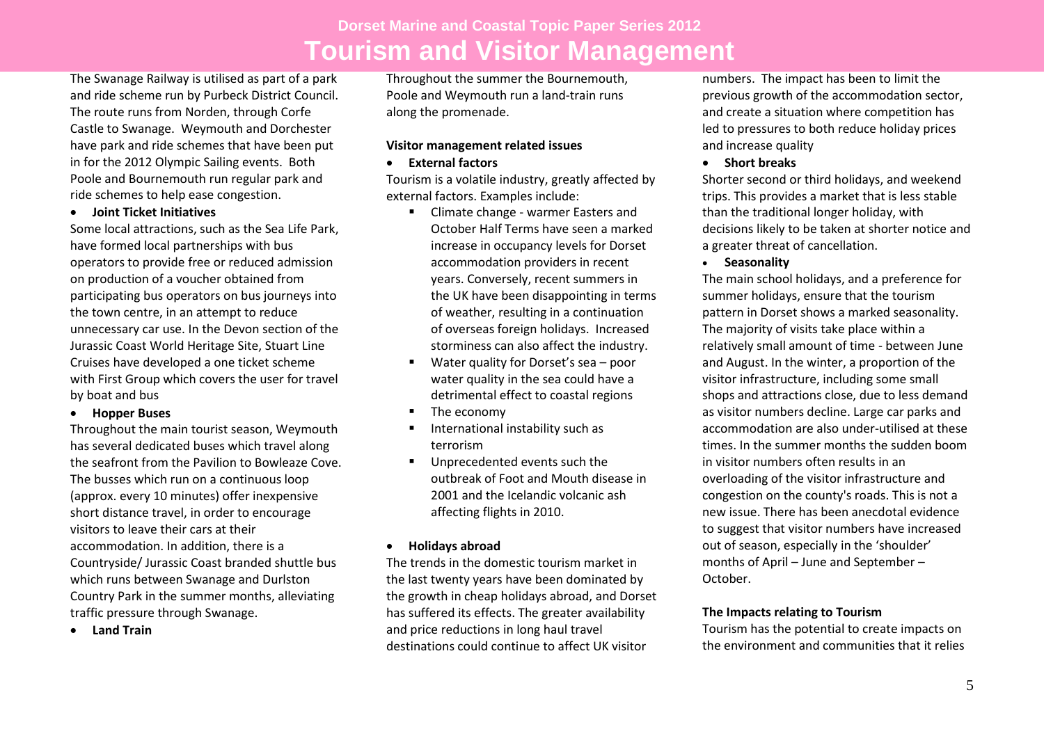The Swanage Railway is utilised as part of a park and ride scheme run by Purbeck District Council. The route runs from Norden, through Corfe Castle to Swanage. Weymouth and Dorchester have park and ride schemes that have been put in for the 2012 Olympic Sailing events. Both Poole and Bournemouth run regular park and ride schemes to help ease congestion.

- **Joint Ticket Initiatives**

Some local attractions, such as the Sea Life Park, have formed local partnerships with bus operators to provide free or reduced admission on production of a voucher obtained from participating bus operators on bus journeys into the town centre, in an attempt to reduce unnecessary car use. In the Devon section of the Jurassic Coast World Heritage Site, Stuart Line Cruises have developed a one ticket scheme with First Group which covers the user for travel by boat and bus

- **Hopper Buses**

Throughout the main tourist season, Weymouth has several dedicated buses which travel along the seafront from the Pavilion to Bowleaze Cove. The busses which run on a continuous loop (approx. every 10 minutes) offer inexpensive short distance travel, in order to encourage visitors to leave their cars at their accommodation. In addition, there is a Countryside/ Jurassic Coast branded shuttle bus which runs between Swanage and Durlston Country Park in the summer months, alleviating traffic pressure through Swanage.

- **Land Train**

Throughout the summer the Bournemouth, Poole and Weymouth run a land-train runs along the promenade.

**Visitor management related issues**

- **External factors**

Tourism is a volatile industry, greatly affected by external factors. Examples include:

- Climate change - warmer Easters and October Half Terms have seen a marked increase in occupancy levels for Dorset accommodation providers in recent years. Conversely, recent summers in the UK have been disappointing in terms of weather, resulting in a continuation of overseas foreign holidays. Increased storminess can also affect the industry.
- Water quality for Dorset's sea – poor water quality in the sea could have a detrimental effect to coastal regions
- The economy
- International instability such as terrorism
- Unprecedented events such the outbreak of Foot and Mouth disease in 2001 and the Icelandic volcanic ash affecting flights in 2010.

- **Holidays abroad**

The trends in the domestic tourism market in the last twenty years have been dominated by the growth in cheap holidays abroad, and Dorset has suffered its effects. The greater availability and price reductions in long haul travel destinations could continue to affect UK visitor numbers. The impact has been to limit the previous growth of the accommodation sector, and create a situation where competition has led to pressures to both reduce holiday prices and increase quality

- **Short breaks**

Shorter second or third holidays, and weekend trips. This provides a market that is less stable than the traditional longer holiday, with decisions likely to be taken at shorter notice and a greater threat of cancellation.

- **Seasonality**

The main school holidays, and a preference for summer holidays, ensure that the tourism pattern in Dorset shows a marked seasonality. The majority of visits take place within a relatively small amount of time - between June and August. In the winter, a proportion of the visitor infrastructure, including some small shops and attractions close, due to less demand as visitor numbers decline. Large car parks and accommodation are also under-utilised at these times. In the summer months the sudden boom in visitor numbers often results in an overloading of the visitor infrastructure and congestion on the county's roads. This is not a new issue. There has been anecdotal evidence to suggest that visitor numbers have increased out of season, especially in the 'shoulder' months of April – June and September – October.

**The Impacts relating to Tourism**

Tourism has the potential to create impacts on the environment and communities that it relies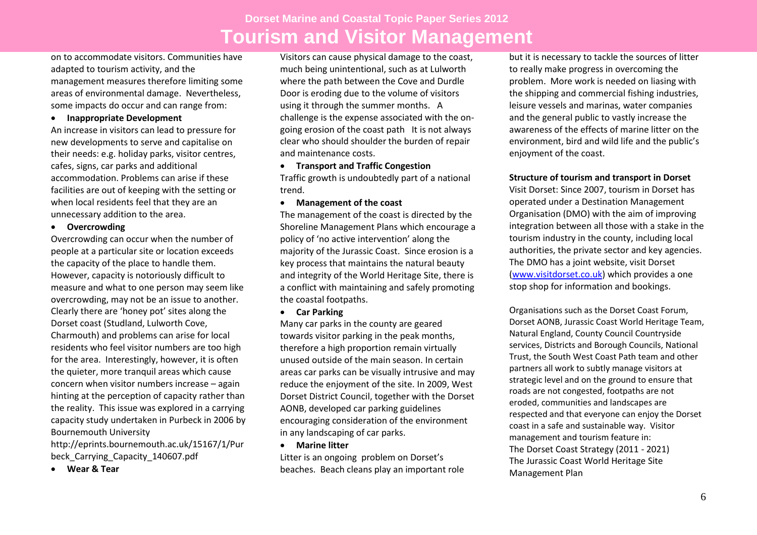on to accommodate visitors. Communities have adapted to tourism activity, and the management measures therefore limiting some areas of environmental damage. Nevertheless, some impacts do occur and can range from:

- **Inappropriate Development**

An increase in visitors can lead to pressure for new developments to serve and capitalise on their needs: e.g. holiday parks, visitor centres, cafes, signs, car parks and additional accommodation. Problems can arise if these facilities are out of keeping with the setting or when local residents feel that they are an unnecessary addition to the area.

- **Overcrowding**

Overcrowding can occur when the number of people at a particular site or location exceeds the capacity of the place to handle them. However, capacity is notoriously difficult to measure and what to one person may seem like overcrowding, may not be an issue to another. Clearly there are 'honey pot' sites along the Dorset coast (Studland, Lulworth Cove, Charmouth) and problems can arise for local residents who feel visitor numbers are too high for the area. Interestingly, however, it is often the quieter, more tranquil areas which cause concern when visitor numbers increase – again hinting at the perception of capacity rather than the reality. This issue was explored in a carrying capacity study undertaken in Purbeck in 2006 by Bournemouth University http://eprints.bournemouth.ac.uk/15167/1/Purbeck_Carrying_Capacity_140607.pdf

- **Wear & Tear**

Visitors can cause physical damage to the coast, much being unintentional, such as at Lulworth where the path between the Cove and Durdle Door is eroding due to the volume of visitors using it through the summer months. A challenge is the expense associated with the on-going erosion of the coast path It is not always clear who should shoulder the burden of repair and maintenance costs.

- **Transport and Traffic Congestion**

Traffic growth is undoubtedly part of a national trend.

- **Management of the coast**

The management of the coast is directed by the Shoreline Management Plans which encourage a policy of 'no active intervention' along the majority of the Jurassic Coast. Since erosion is a key process that maintains the natural beauty and integrity of the World Heritage Site, there is a conflict with maintaining and safely promoting the coastal footpaths.

- **Car Parking**

Many car parks in the county are geared towards visitor parking in the peak months, therefore a high proportion remain virtually unused outside of the main season. In certain areas car parks can be visually intrusive and may reduce the enjoyment of the site. In 2009, West Dorset District Council, together with the Dorset AONB, developed car parking guidelines encouraging consideration of the environment in any landscaping of car parks.

- **Marine litter**

Litter is an ongoing problem on Dorset's beaches. Beach cleans play an important role but it is necessary to tackle the sources of litter to really make progress in overcoming the problem. More work is needed on liasing with the shipping and commercial fishing industries, leisure vessels and marinas, water companies and the general public to vastly increase the awareness of the effects of marine litter on the environment, bird and wild life and the public's enjoyment of the coast.

**Structure of tourism and transport in Dorset**

Visit Dorset: Since 2007, tourism in Dorset has operated under a Destination Management Organisation (DMO) with the aim of improving integration between all those with a stake in the tourism industry in the county, including local authorities, the private sector and key agencies. The DMO has a joint website, visit Dorset (www.visitdorset.co.uk) which provides a one stop shop for information and bookings.

Organisations such as the Dorset Coast Forum, Dorset AONB, Jurassic Coast World Heritage Team, Natural England, County Council Countryside services, Districts and Borough Councils, National Trust, the South West Coast Path team and other partners all work to subtly manage visitors at strategic level and on the ground to ensure that roads are not congested, footpaths are not eroded, communities and landscapes are respected and that everyone can enjoy the Dorset coast in a safe and sustainable way. Visitor management and tourism feature in:

The Dorset Coast Strategy (2011 - 2021)

The Jurassic Coast World Heritage Site Management Plan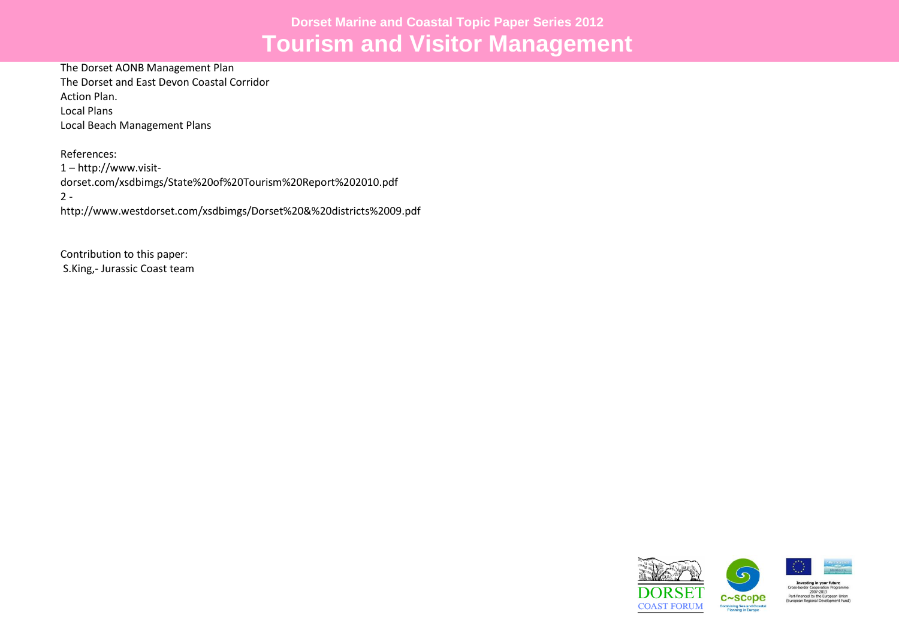The Dorset AONB Management Plan

The Dorset and East Devon Coastal Corridor Action Plan.

Local Plans

Local Beach Management Plans

References:

1 – http://www.visit-dorset.com/xsdbimgs/State%20of%20Tourism%20Report%202010.pdf

2 - http://www.westdorset.com/xsdbimgs/Dorset%20&%20districts%2009.pdf

Contribution to this paper:

S.King,- Jurassic Coast team